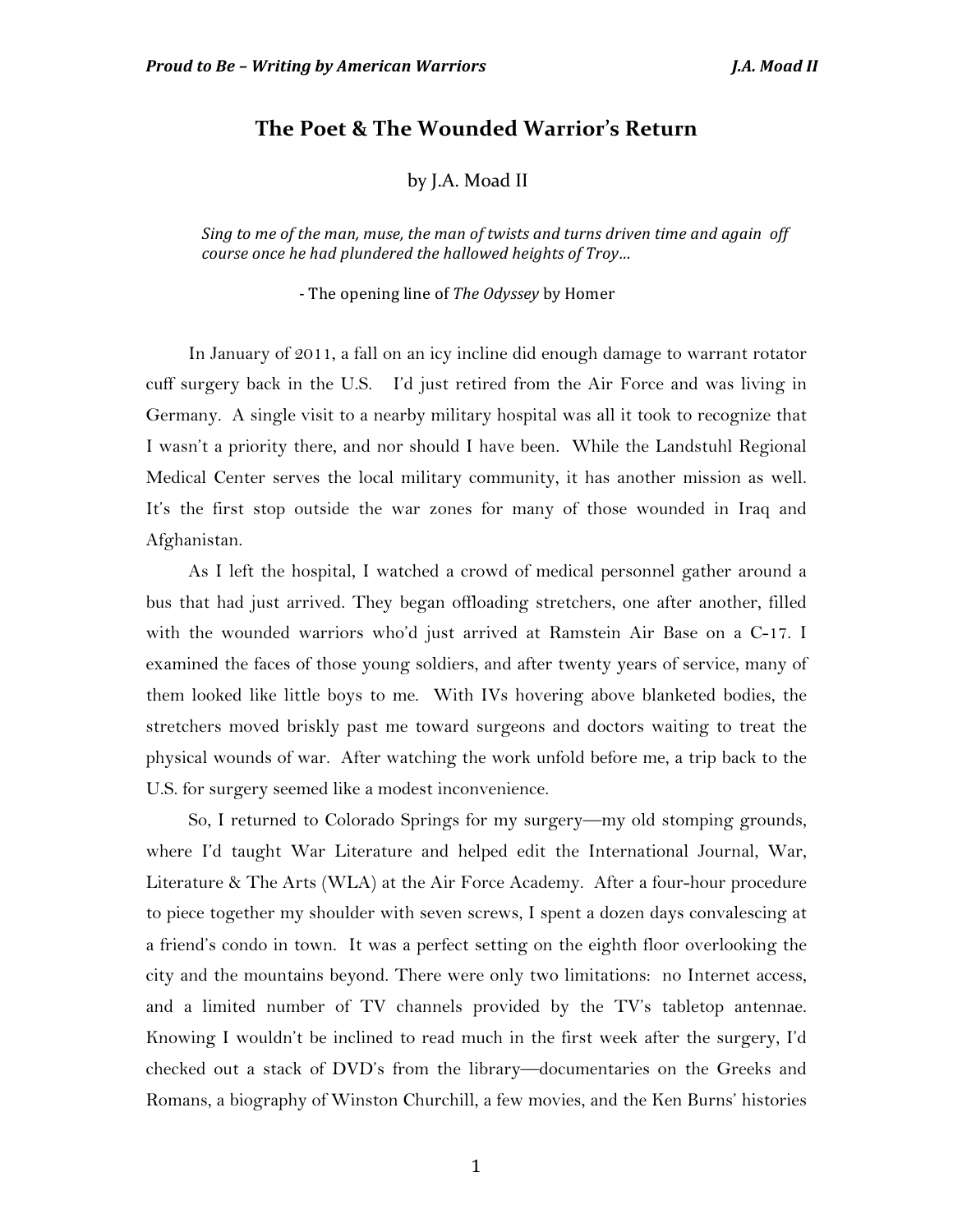# The Poet & The Wounded Warrior's Return

by J.A. Moad II

> *Sing to me of the man, muse, the man of twists and turns driven time and again off course once he had plundered the hallowed heights of Troy…*
>
> \- The opening line of *The Odyssey* by Homer

In January of 2011, a fall on an icy incline did enough damage to warrant rotator cuff surgery back in the U.S. I'd just retired from the Air Force and was living in Germany. A single visit to a nearby military hospital was all it took to recognize that I wasn't a priority there, and nor should I have been. While the Landstuhl Regional Medical Center serves the local military community, it has another mission as well. It's the first stop outside the war zones for many of those wounded in Iraq and Afghanistan.

As I left the hospital, I watched a crowd of medical personnel gather around a bus that had just arrived. They began offloading stretchers, one after another, filled with the wounded warriors who'd just arrived at Ramstein Air Base on a C-17. I examined the faces of those young soldiers, and after twenty years of service, many of them looked like little boys to me. With IVs hovering above blanketed bodies, the stretchers moved briskly past me toward surgeons and doctors waiting to treat the physical wounds of war. After watching the work unfold before me, a trip back to the U.S. for surgery seemed like a modest inconvenience.

So, I returned to Colorado Springs for my surgery—my old stomping grounds, where I'd taught War Literature and helped edit the International Journal, War, Literature & The Arts (WLA) at the Air Force Academy. After a four-hour procedure to piece together my shoulder with seven screws, I spent a dozen days convalescing at a friend's condo in town. It was a perfect setting on the eighth floor overlooking the city and the mountains beyond. There were only two limitations: no Internet access, and a limited number of TV channels provided by the TV's tabletop antennae. Knowing I wouldn't be inclined to read much in the first week after the surgery, I'd checked out a stack of DVD's from the library—documentaries on the Greeks and Romans, a biography of Winston Churchill, a few movies, and the Ken Burns' histories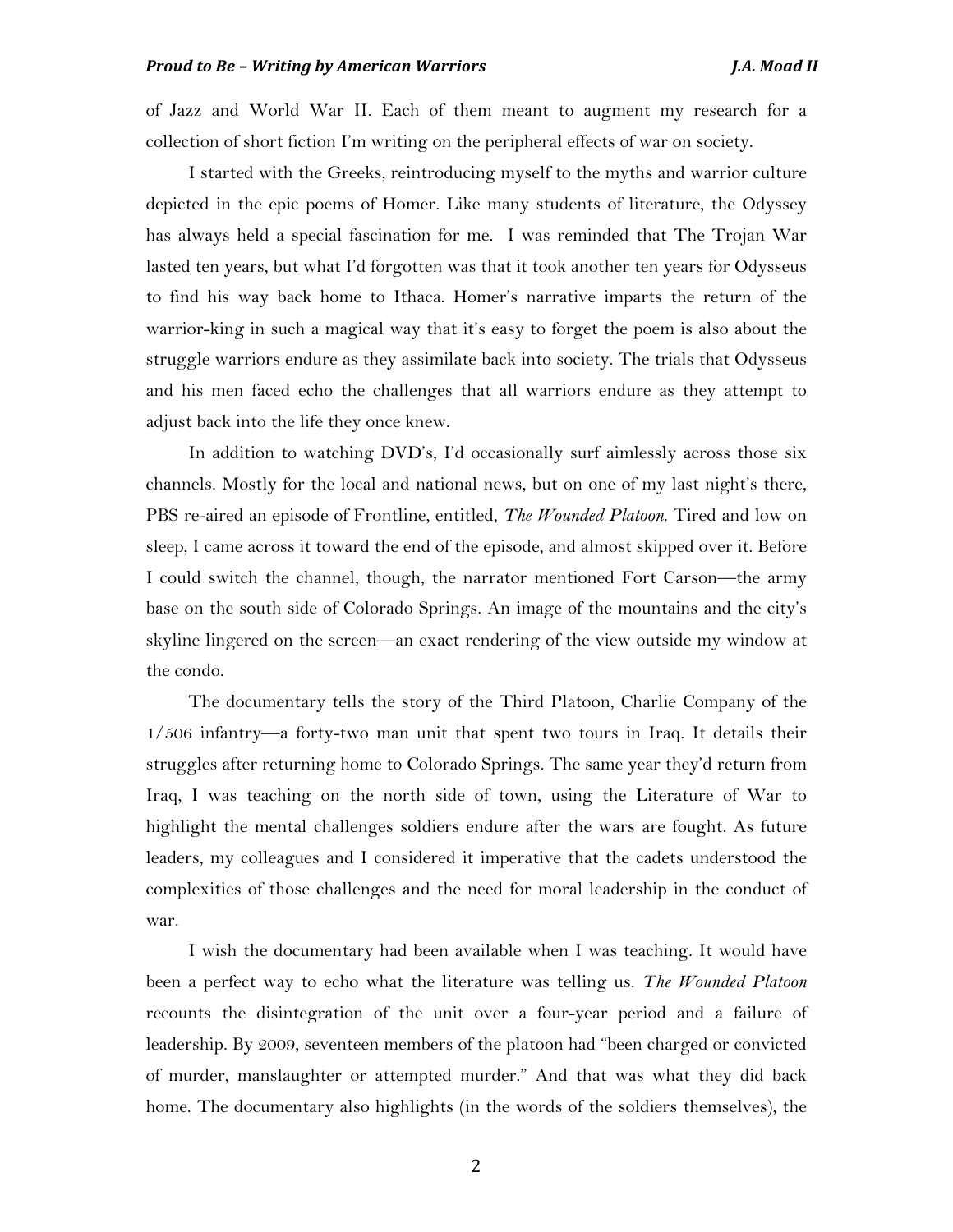of Jazz and World War II. Each of them meant to augment my research for a collection of short fiction I'm writing on the peripheral effects of war on society.

I started with the Greeks, reintroducing myself to the myths and warrior culture depicted in the epic poems of Homer. Like many students of literature, the Odyssey has always held a special fascination for me. I was reminded that The Trojan War lasted ten years, but what I'd forgotten was that it took another ten years for Odysseus to find his way back home to Ithaca. Homer's narrative imparts the return of the warrior-king in such a magical way that it's easy to forget the poem is also about the struggle warriors endure as they assimilate back into society. The trials that Odysseus and his men faced echo the challenges that all warriors endure as they attempt to adjust back into the life they once knew.

In addition to watching DVD's, I'd occasionally surf aimlessly across those six channels. Mostly for the local and national news, but on one of my last night's there, PBS re-aired an episode of Frontline, entitled, *The Wounded Platoon*. Tired and low on sleep, I came across it toward the end of the episode, and almost skipped over it. Before I could switch the channel, though, the narrator mentioned Fort Carson—the army base on the south side of Colorado Springs. An image of the mountains and the city's skyline lingered on the screen—an exact rendering of the view outside my window at the condo.

The documentary tells the story of the Third Platoon, Charlie Company of the 1/506 infantry—a forty-two man unit that spent two tours in Iraq. It details their struggles after returning home to Colorado Springs. The same year they'd return from Iraq, I was teaching on the north side of town, using the Literature of War to highlight the mental challenges soldiers endure after the wars are fought. As future leaders, my colleagues and I considered it imperative that the cadets understood the complexities of those challenges and the need for moral leadership in the conduct of war.

I wish the documentary had been available when I was teaching. It would have been a perfect way to echo what the literature was telling us. *The Wounded Platoon* recounts the disintegration of the unit over a four-year period and a failure of leadership. By 2009, seventeen members of the platoon had "been charged or convicted of murder, manslaughter or attempted murder." And that was what they did back home. The documentary also highlights (in the words of the soldiers themselves), the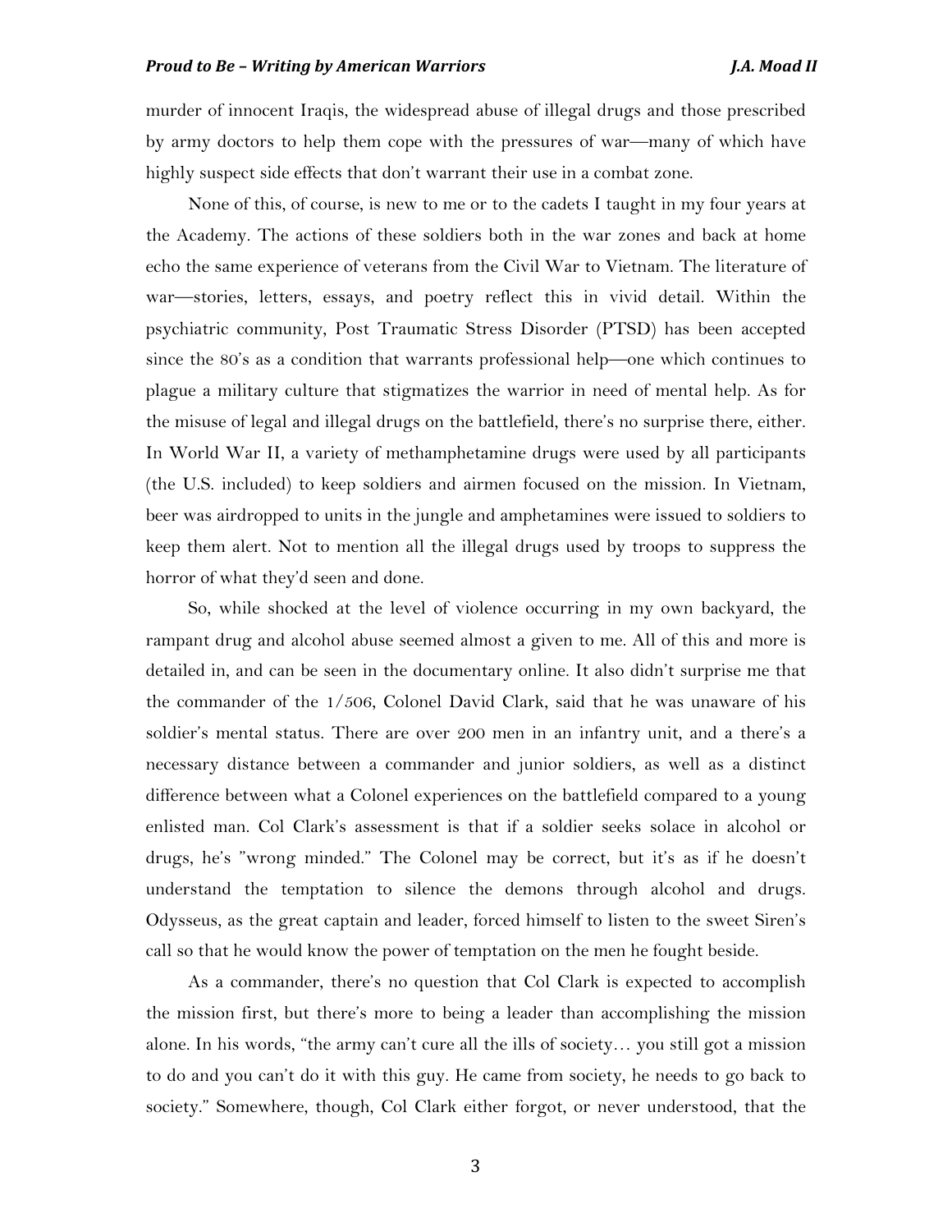murder of innocent Iraqis, the widespread abuse of illegal drugs and those prescribed by army doctors to help them cope with the pressures of war—many of which have highly suspect side effects that don't warrant their use in a combat zone.

None of this, of course, is new to me or to the cadets I taught in my four years at the Academy. The actions of these soldiers both in the war zones and back at home echo the same experience of veterans from the Civil War to Vietnam. The literature of war—stories, letters, essays, and poetry reflect this in vivid detail. Within the psychiatric community, Post Traumatic Stress Disorder (PTSD) has been accepted since the 80's as a condition that warrants professional help—one which continues to plague a military culture that stigmatizes the warrior in need of mental help. As for the misuse of legal and illegal drugs on the battlefield, there's no surprise there, either. In World War II, a variety of methamphetamine drugs were used by all participants (the U.S. included) to keep soldiers and airmen focused on the mission. In Vietnam, beer was airdropped to units in the jungle and amphetamines were issued to soldiers to keep them alert. Not to mention all the illegal drugs used by troops to suppress the horror of what they'd seen and done.

So, while shocked at the level of violence occurring in my own backyard, the rampant drug and alcohol abuse seemed almost a given to me. All of this and more is detailed in, and can be seen in the documentary online. It also didn't surprise me that the commander of the 1/506, Colonel David Clark, said that he was unaware of his soldier's mental status. There are over 200 men in an infantry unit, and a there's a necessary distance between a commander and junior soldiers, as well as a distinct difference between what a Colonel experiences on the battlefield compared to a young enlisted man. Col Clark's assessment is that if a soldier seeks solace in alcohol or drugs, he's "wrong minded." The Colonel may be correct, but it's as if he doesn't understand the temptation to silence the demons through alcohol and drugs. Odysseus, as the great captain and leader, forced himself to listen to the sweet Siren's call so that he would know the power of temptation on the men he fought beside.

As a commander, there's no question that Col Clark is expected to accomplish the mission first, but there's more to being a leader than accomplishing the mission alone. In his words, "the army can't cure all the ills of society… you still got a mission to do and you can't do it with this guy. He came from society, he needs to go back to society." Somewhere, though, Col Clark either forgot, or never understood, that the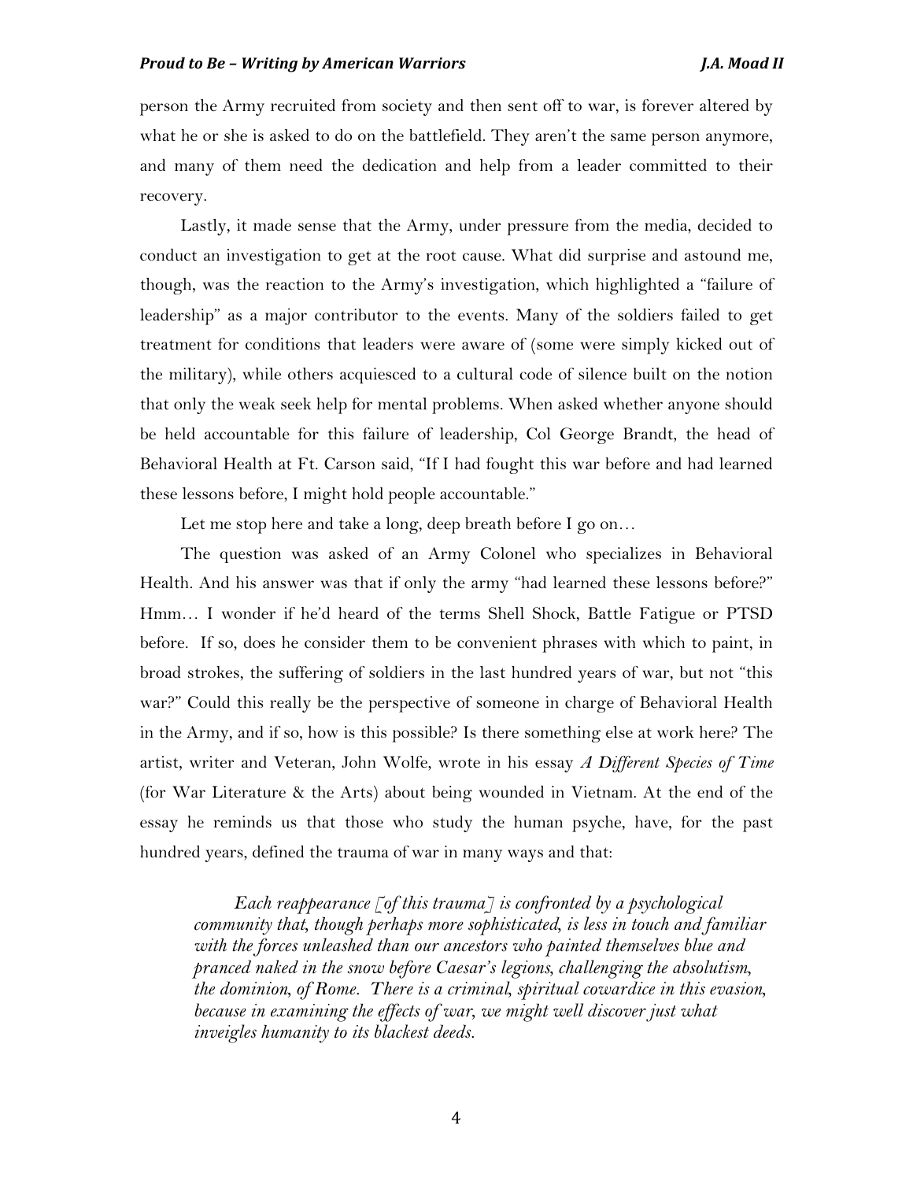person the Army recruited from society and then sent off to war, is forever altered by what he or she is asked to do on the battlefield. They aren't the same person anymore, and many of them need the dedication and help from a leader committed to their recovery.

Lastly, it made sense that the Army, under pressure from the media, decided to conduct an investigation to get at the root cause. What did surprise and astound me, though, was the reaction to the Army's investigation, which highlighted a "failure of leadership" as a major contributor to the events. Many of the soldiers failed to get treatment for conditions that leaders were aware of (some were simply kicked out of the military), while others acquiesced to a cultural code of silence built on the notion that only the weak seek help for mental problems. When asked whether anyone should be held accountable for this failure of leadership, Col George Brandt, the head of Behavioral Health at Ft. Carson said, "If I had fought this war before and had learned these lessons before, I might hold people accountable."

Let me stop here and take a long, deep breath before I go on…

The question was asked of an Army Colonel who specializes in Behavioral Health. And his answer was that if only the army "had learned these lessons before?" Hmm… I wonder if he'd heard of the terms Shell Shock, Battle Fatigue or PTSD before. If so, does he consider them to be convenient phrases with which to paint, in broad strokes, the suffering of soldiers in the last hundred years of war, but not "this war?" Could this really be the perspective of someone in charge of Behavioral Health in the Army, and if so, how is this possible? Is there something else at work here? The artist, writer and Veteran, John Wolfe, wrote in his essay *A Different Species of Time* (for War Literature & the Arts) about being wounded in Vietnam. At the end of the essay he reminds us that those who study the human psyche, have, for the past hundred years, defined the trauma of war in many ways and that:

> *Each reappearance [of this trauma] is confronted by a psychological community that, though perhaps more sophisticated, is less in touch and familiar with the forces unleashed than our ancestors who painted themselves blue and pranced naked in the snow before Caesar's legions, challenging the absolutism, the dominion, of Rome. There is a criminal, spiritual cowardice in this evasion, because in examining the effects of war, we might well discover just what inveigles humanity to its blackest deeds.*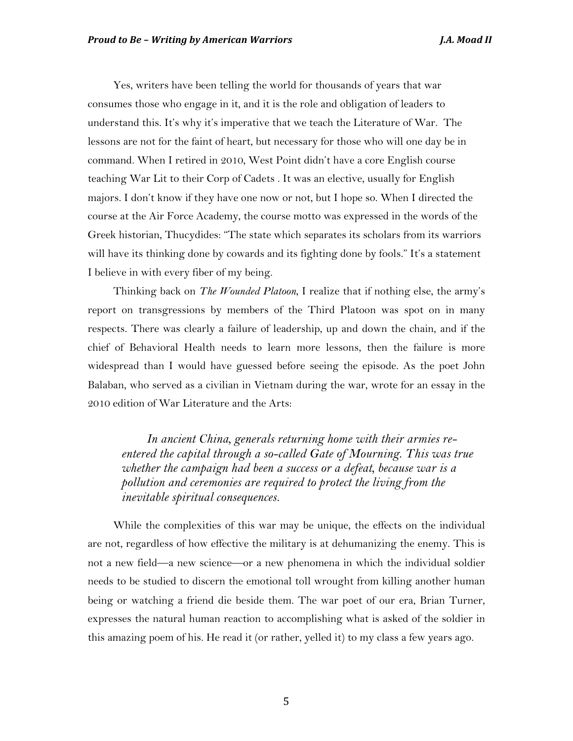Yes, writers have been telling the world for thousands of years that war consumes those who engage in it, and it is the role and obligation of leaders to understand this. It's why it's imperative that we teach the Literature of War. The lessons are not for the faint of heart, but necessary for those who will one day be in command. When I retired in 2010, West Point didn't have a core English course teaching War Lit to their Corp of Cadets . It was an elective, usually for English majors. I don't know if they have one now or not, but I hope so. When I directed the course at the Air Force Academy, the course motto was expressed in the words of the Greek historian, Thucydides: "The state which separates its scholars from its warriors will have its thinking done by cowards and its fighting done by fools." It's a statement I believe in with every fiber of my being.

Thinking back on *The Wounded Platoon*, I realize that if nothing else, the army's report on transgressions by members of the Third Platoon was spot on in many respects. There was clearly a failure of leadership, up and down the chain, and if the chief of Behavioral Health needs to learn more lessons, then the failure is more widespread than I would have guessed before seeing the episode. As the poet John Balaban, who served as a civilian in Vietnam during the war, wrote for an essay in the 2010 edition of War Literature and the Arts:

> *In ancient China, generals returning home with their armies re-entered the capital through a so-called Gate of Mourning. This was true whether the campaign had been a success or a defeat, because war is a pollution and ceremonies are required to protect the living from the inevitable spiritual consequences.*

While the complexities of this war may be unique, the effects on the individual are not, regardless of how effective the military is at dehumanizing the enemy. This is not a new field—a new science—or a new phenomena in which the individual soldier needs to be studied to discern the emotional toll wrought from killing another human being or watching a friend die beside them. The war poet of our era, Brian Turner, expresses the natural human reaction to accomplishing what is asked of the soldier in this amazing poem of his. He read it (or rather, yelled it) to my class a few years ago.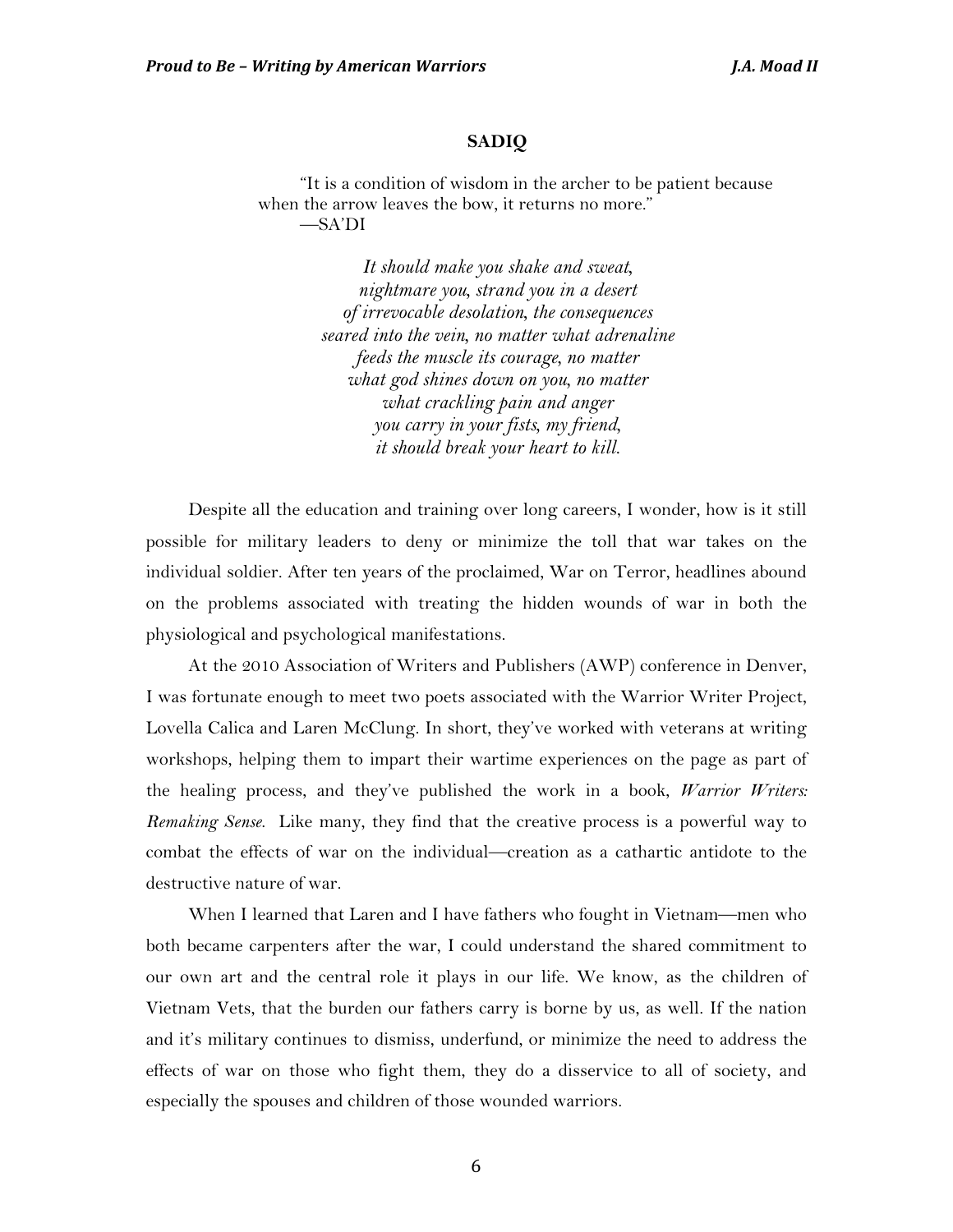## SADIQ

> "It is a condition of wisdom in the archer to be patient because when the arrow leaves the bow, it returns no more."
> —SA'DI

*It should make you shake and sweat,*
*nightmare you, strand you in a desert*
*of irrevocable desolation, the consequences*
*seared into the vein, no matter what adrenaline*
*feeds the muscle its courage, no matter*
*what god shines down on you, no matter*
*what crackling pain and anger*
*you carry in your fists, my friend,*
*it should break your heart to kill.*

Despite all the education and training over long careers, I wonder, how is it still possible for military leaders to deny or minimize the toll that war takes on the individual soldier. After ten years of the proclaimed, War on Terror, headlines abound on the problems associated with treating the hidden wounds of war in both the physiological and psychological manifestations.

At the 2010 Association of Writers and Publishers (AWP) conference in Denver, I was fortunate enough to meet two poets associated with the Warrior Writer Project, Lovella Calica and Laren McClung. In short, they've worked with veterans at writing workshops, helping them to impart their wartime experiences on the page as part of the healing process, and they've published the work in a book, *Warrior Writers: Remaking Sense*. Like many, they find that the creative process is a powerful way to combat the effects of war on the individual—creation as a cathartic antidote to the destructive nature of war.

When I learned that Laren and I have fathers who fought in Vietnam—men who both became carpenters after the war, I could understand the shared commitment to our own art and the central role it plays in our life. We know, as the children of Vietnam Vets, that the burden our fathers carry is borne by us, as well. If the nation and it's military continues to dismiss, underfund, or minimize the need to address the effects of war on those who fight them, they do a disservice to all of society, and especially the spouses and children of those wounded warriors.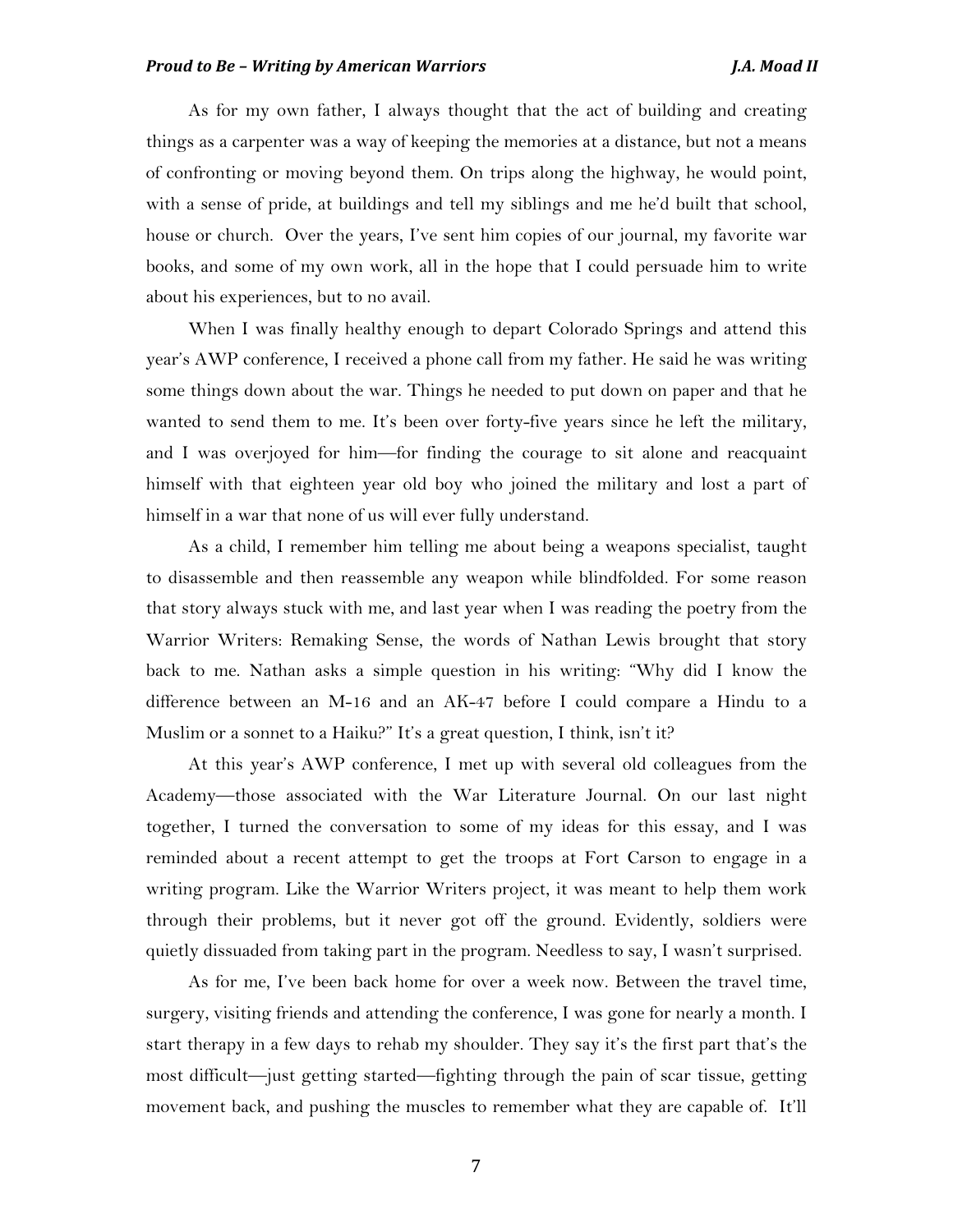As for my own father, I always thought that the act of building and creating things as a carpenter was a way of keeping the memories at a distance, but not a means of confronting or moving beyond them. On trips along the highway, he would point, with a sense of pride, at buildings and tell my siblings and me he'd built that school, house or church. Over the years, I've sent him copies of our journal, my favorite war books, and some of my own work, all in the hope that I could persuade him to write about his experiences, but to no avail.

When I was finally healthy enough to depart Colorado Springs and attend this year's AWP conference, I received a phone call from my father. He said he was writing some things down about the war. Things he needed to put down on paper and that he wanted to send them to me. It's been over forty-five years since he left the military, and I was overjoyed for him—for finding the courage to sit alone and reacquaint himself with that eighteen year old boy who joined the military and lost a part of himself in a war that none of us will ever fully understand.

As a child, I remember him telling me about being a weapons specialist, taught to disassemble and then reassemble any weapon while blindfolded. For some reason that story always stuck with me, and last year when I was reading the poetry from the Warrior Writers: Remaking Sense, the words of Nathan Lewis brought that story back to me. Nathan asks a simple question in his writing: "Why did I know the difference between an M-16 and an AK-47 before I could compare a Hindu to a Muslim or a sonnet to a Haiku?" It's a great question, I think, isn't it?

At this year's AWP conference, I met up with several old colleagues from the Academy—those associated with the War Literature Journal. On our last night together, I turned the conversation to some of my ideas for this essay, and I was reminded about a recent attempt to get the troops at Fort Carson to engage in a writing program. Like the Warrior Writers project, it was meant to help them work through their problems, but it never got off the ground. Evidently, soldiers were quietly dissuaded from taking part in the program. Needless to say, I wasn't surprised.

As for me, I've been back home for over a week now. Between the travel time, surgery, visiting friends and attending the conference, I was gone for nearly a month. I start therapy in a few days to rehab my shoulder. They say it's the first part that's the most difficult—just getting started—fighting through the pain of scar tissue, getting movement back, and pushing the muscles to remember what they are capable of. It'll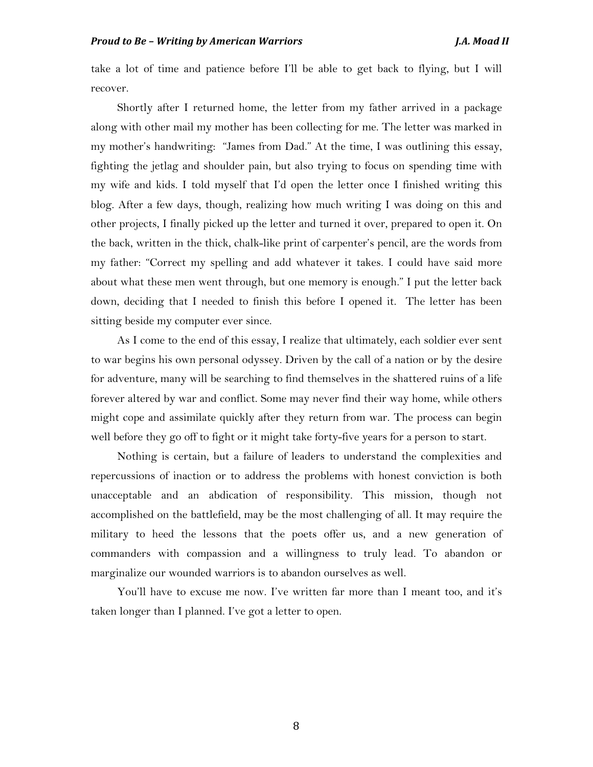take a lot of time and patience before I'll be able to get back to flying, but I will recover.

Shortly after I returned home, the letter from my father arrived in a package along with other mail my mother has been collecting for me. The letter was marked in my mother's handwriting: "James from Dad." At the time, I was outlining this essay, fighting the jetlag and shoulder pain, but also trying to focus on spending time with my wife and kids. I told myself that I'd open the letter once I finished writing this blog. After a few days, though, realizing how much writing I was doing on this and other projects, I finally picked up the letter and turned it over, prepared to open it. On the back, written in the thick, chalk-like print of carpenter's pencil, are the words from my father: "Correct my spelling and add whatever it takes. I could have said more about what these men went through, but one memory is enough." I put the letter back down, deciding that I needed to finish this before I opened it. The letter has been sitting beside my computer ever since.

As I come to the end of this essay, I realize that ultimately, each soldier ever sent to war begins his own personal odyssey. Driven by the call of a nation or by the desire for adventure, many will be searching to find themselves in the shattered ruins of a life forever altered by war and conflict. Some may never find their way home, while others might cope and assimilate quickly after they return from war. The process can begin well before they go off to fight or it might take forty-five years for a person to start.

Nothing is certain, but a failure of leaders to understand the complexities and repercussions of inaction or to address the problems with honest conviction is both unacceptable and an abdication of responsibility. This mission, though not accomplished on the battlefield, may be the most challenging of all. It may require the military to heed the lessons that the poets offer us, and a new generation of commanders with compassion and a willingness to truly lead. To abandon or marginalize our wounded warriors is to abandon ourselves as well.

You'll have to excuse me now. I've written far more than I meant too, and it's taken longer than I planned. I've got a letter to open.